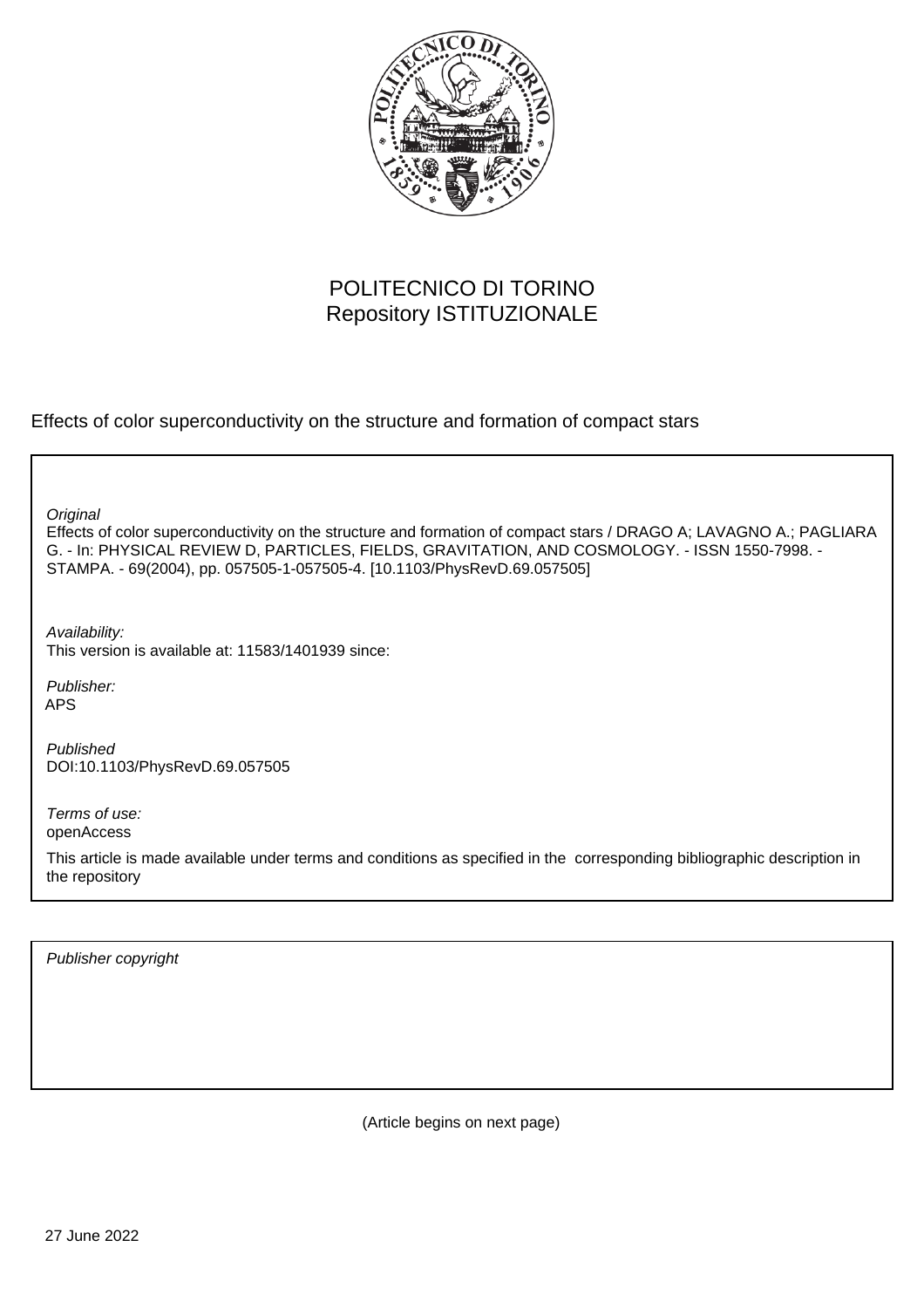POLITECNICO DI TORINO
Repository ISTITUZIONALE

Effects of color superconductivity on the structure and formation of compact stars

*Original*
Effects of color superconductivity on the structure and formation of compact stars / DRAGO A; LAVAGNO A.; PAGLIARA G. - In: PHYSICAL REVIEW D, PARTICLES, FIELDS, GRAVITATION, AND COSMOLOGY. - ISSN 1550-7998. - STAMPA. - 69(2004), pp. 057505-1-057505-4. [10.1103/PhysRevD.69.057505]

*Availability:*
This version is available at: 11583/1401939 since:

*Publisher:*
APS

*Published*
DOI:10.1103/PhysRevD.69.057505

*Terms of use:*
openAccess

This article is made available under terms and conditions as specified in the corresponding bibliographic description in the repository

*Publisher copyright*

(Article begins on next page)

27 June 2022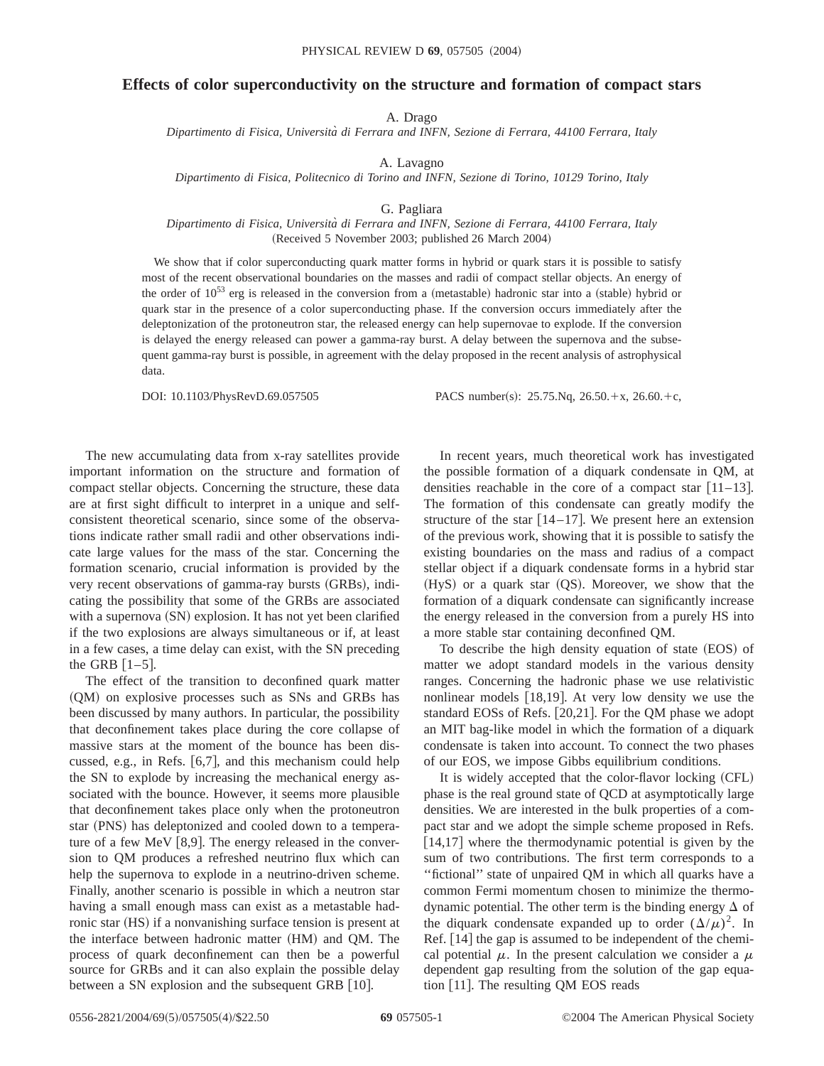# Effects of color superconductivity on the structure and formation of compact stars

A. Drago

*Dipartimento di Fisica, Università di Ferrara and INFN, Sezione di Ferrara, 44100 Ferrara, Italy*

A. Lavagno

*Dipartimento di Fisica, Politecnico di Torino and INFN, Sezione di Torino, 10129 Torino, Italy*

G. Pagliara

*Dipartimento di Fisica, Università di Ferrara and INFN, Sezione di Ferrara, 44100 Ferrara, Italy*

(Received 5 November 2003; published 26 March 2004)

We show that if color superconducting quark matter forms in hybrid or quark stars it is possible to satisfy most of the recent observational boundaries on the masses and radii of compact stellar objects. An energy of the order of $10^{53}$ erg is released in the conversion from a (metastable) hadronic star into a (stable) hybrid or quark star in the presence of a color superconducting phase. If the conversion occurs immediately after the deleptonization of the protoneutron star, the released energy can help supernovae to explode. If the conversion is delayed the energy released can power a gamma-ray burst. A delay between the supernova and the subsequent gamma-ray burst is possible, in agreement with the delay proposed in the recent analysis of astrophysical data.

DOI: 10.1103/PhysRevD.69.057505 PACS number(s): 25.75.Nq, 26.50.+x, 26.60.+c,

The new accumulating data from x-ray satellites provide important information on the structure and formation of compact stellar objects. Concerning the structure, these data are at first sight difficult to interpret in a unique and self-consistent theoretical scenario, since some of the observations indicate rather small radii and other observations indicate large values for the mass of the star. Concerning the formation scenario, crucial information is provided by the very recent observations of gamma-ray bursts (GRBs), indicating the possibility that some of the GRBs are associated with a supernova (SN) explosion. It has not yet been clarified if the two explosions are always simultaneous or if, at least in a few cases, a time delay can exist, with the SN preceding the GRB [1–5].

The effect of the transition to deconfined quark matter (QM) on explosive processes such as SNs and GRBs has been discussed by many authors. In particular, the possibility that deconfinement takes place during the core collapse of massive stars at the moment of the bounce has been discussed, e.g., in Refs. [6,7], and this mechanism could help the SN to explode by increasing the mechanical energy associated with the bounce. However, it seems more plausible that deconfinement takes place only when the protoneutron star (PNS) has deleptonized and cooled down to a temperature of a few MeV [8,9]. The energy released in the conversion to QM produces a refreshed neutrino flux which can help the supernova to explode in a neutrino-driven scheme. Finally, another scenario is possible in which a neutron star having a small enough mass can exist as a metastable hadronic star (HS) if a nonvanishing surface tension is present at the interface between hadronic matter (HM) and QM. The process of quark deconfinement can then be a powerful source for GRBs and it can also explain the possible delay between a SN explosion and the subsequent GRB [10].

In recent years, much theoretical work has investigated the possible formation of a diquark condensate in QM, at densities reachable in the core of a compact star [11–13]. The formation of this condensate can greatly modify the structure of the star [14–17]. We present here an extension of the previous work, showing that it is possible to satisfy the existing boundaries on the mass and radius of a compact stellar object if a diquark condensate forms in a hybrid star (HyS) or a quark star (QS). Moreover, we show that the formation of a diquark condensate can significantly increase the energy released in the conversion from a purely HS into a more stable star containing deconfined QM.

To describe the high density equation of state (EOS) of matter we adopt standard models in the various density ranges. Concerning the hadronic phase we use relativistic nonlinear models [18,19]. At very low density we use the standard EOSs of Refs. [20,21]. For the QM phase we adopt an MIT bag-like model in which the formation of a diquark condensate is taken into account. To connect the two phases of our EOS, we impose Gibbs equilibrium conditions.

It is widely accepted that the color-flavor locking (CFL) phase is the real ground state of QCD at asymptotically large densities. We are interested in the bulk properties of a compact star and we adopt the simple scheme proposed in Refs. [14,17] where the thermodynamic potential is given by the sum of two contributions. The first term corresponds to a "fictional" state of unpaired QM in which all quarks have a common Fermi momentum chosen to minimize the thermodynamic potential. The other term is the binding energy $\Delta$ of the diquark condensate expanded up to order $(\Delta/\mu)^2$. In Ref. [14] the gap is assumed to be independent of the chemical potential $\mu$. In the present calculation we consider a $\mu$ dependent gap resulting from the solution of the gap equation [11]. The resulting QM EOS reads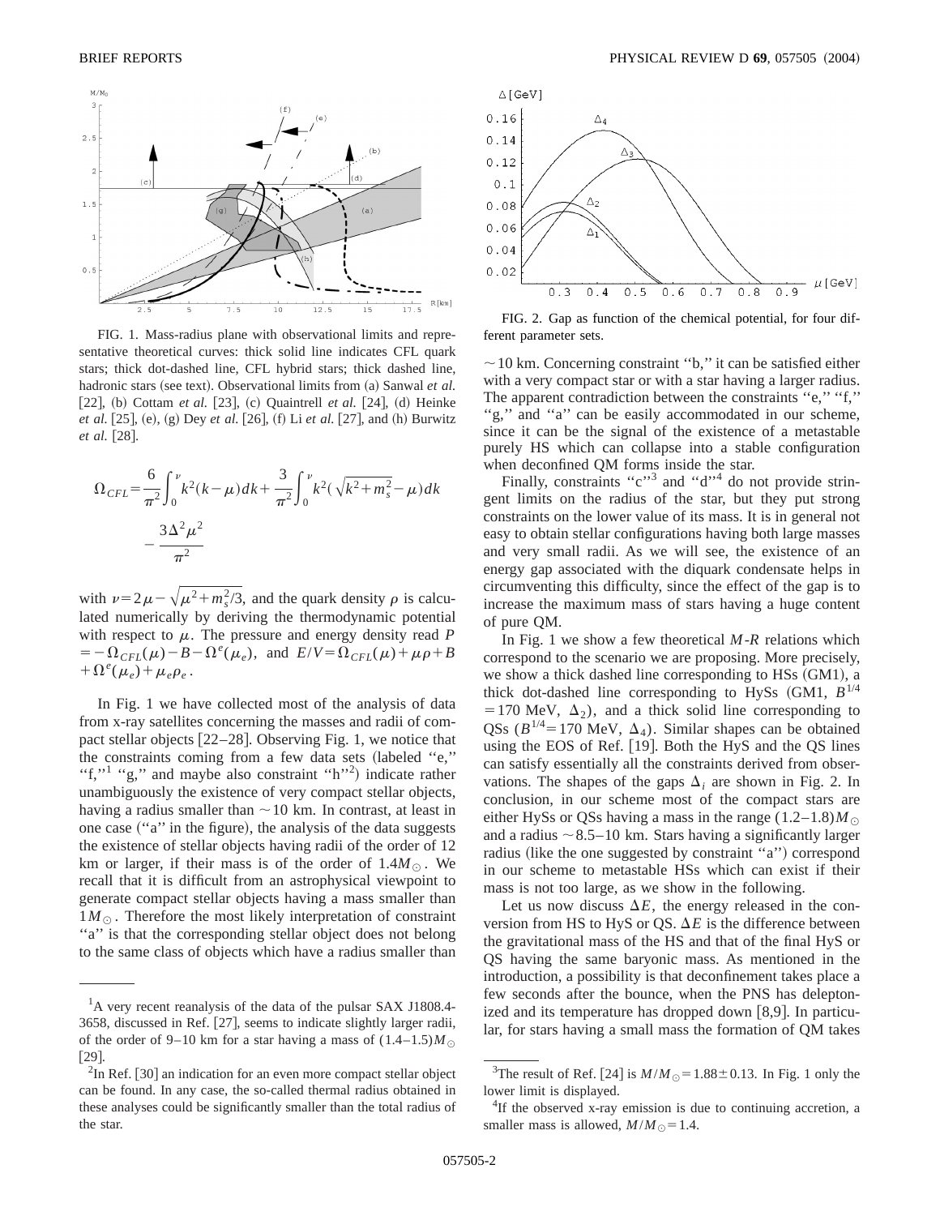FIG. 1. Mass-radius plane with observational limits and representative theoretical curves: thick solid line indicates CFL quark stars; thick dot-dashed line, CFL hybrid stars; thick dashed line, hadronic stars (see text). Observational limits from (a) Sanwal *et al.* [22], (b) Cottam *et al.* [23], (c) Quaintrell *et al.* [24], (d) Heinke *et al.* [25], (e), (g) Dey *et al.* [26], (f) Li *et al.* [27], and (h) Burwitz *et al.* [28].

$$\Omega_{CFL} = \frac{6}{\pi^2}\int_0^{\nu} k^2(k-\mu)dk + \frac{3}{\pi^2}\int_0^{\nu} k^2(\sqrt{k^2+m_s^2}-\mu)dk - \frac{3\Delta^2\mu^2}{\pi^2}$$

with $\nu = 2\mu - \sqrt{\mu^2 + m_s^2/3}$, and the quark density $\rho$ is calculated numerically by deriving the thermodynamic potential with respect to $\mu$. The pressure and energy density read $P = -\Omega_{CFL}(\mu) - B - \Omega^e(\mu_e)$, and $E/V = \Omega_{CFL}(\mu) + \mu\rho + B + \Omega^e(\mu_e) + \mu_e\rho_e$.

In Fig. 1 we have collected most of the analysis of data from x-ray satellites concerning the masses and radii of compact stellar objects [22–28]. Observing Fig. 1, we notice that the constraints coming from a few data sets (labeled "e," "f,"[1] "g," and maybe also constraint "h"[2]) indicate rather unambiguously the existence of very compact stellar objects, having a radius smaller than $\sim 10$ km. In contrast, at least in one case ("a" in the figure), the analysis of the data suggests the existence of stellar objects having radii of the order of 12 km or larger, if their mass is of the order of $1.4M_\odot$. We recall that it is difficult from an astrophysical viewpoint to generate compact stellar objects having a mass smaller than $1M_\odot$. Therefore the most likely interpretation of constraint "a" is that the corresponding stellar object does not belong to the same class of objects which have a radius smaller than $\sim 10$ km. Concerning constraint "b," it can be satisfied either with a very compact star or with a star having a larger radius. The apparent contradiction between the constraints "e," "f," "g," and "a" can be easily accommodated in our scheme, since it can be the signal of the existence of a metastable purely HS which can collapse into a stable configuration when deconfined QM forms inside the star.

Finally, constraints "c"[3] and "d"[4] do not provide stringent limits on the radius of the star, but they put strong constraints on the lower value of its mass. It is in general not easy to obtain stellar configurations having both large masses and very small radii. As we will see, the existence of an energy gap associated with the diquark condensate helps in circumventing this difficulty, since the effect of the gap is to increase the maximum mass of stars having a huge content of pure QM.

In Fig. 1 we show a few theoretical *M-R* relations which correspond to the scenario we are proposing. More precisely, we show a thick dashed line corresponding to HSs (GM1), a thick dot-dashed line corresponding to HySs (GM1, $B^{1/4} = 170$ MeV, $\Delta_2$), and a thick solid line corresponding to QSs ($B^{1/4} = 170$ MeV, $\Delta_4$). Similar shapes can be obtained using the EOS of Ref. [19]. Both the HyS and the QS lines can satisfy essentially all the constraints derived from observations. The shapes of the gaps $\Delta_i$ are shown in Fig. 2. In conclusion, in our scheme most of the compact stars are either HySs or QSs having a mass in the range $(1.2–1.8)M_\odot$ and a radius $\sim 8.5–10$ km. Stars having a significantly larger radius (like the one suggested by constraint "a") correspond in our scheme to metastable HSs which can exist if their mass is not too large, as we show in the following.

FIG. 2. Gap as function of the chemical potential, for four different parameter sets.

Let us now discuss $\Delta E$, the energy released in the conversion from HS to HyS or QS. $\Delta E$ is the difference between the gravitational mass of the HS and that of the final HyS or QS having the same baryonic mass. As mentioned in the introduction, a possibility is that deconfinement takes place a few seconds after the bounce, when the PNS has deleptonized and its temperature has dropped down [8,9]. In particular, for stars having a small mass the formation of QM takes

---

[1] A very recent reanalysis of the data of the pulsar SAX J1808.4-3658, discussed in Ref. [27], seems to indicate slightly larger radii, of the order of 9–10 km for a star having a mass of $(1.4–1.5)M_\odot$ [29].

[2] In Ref. [30] an indication for an even more compact stellar object can be found. In any case, the so-called thermal radius obtained in these analyses could be significantly smaller than the total radius of the star.

[3] The result of Ref. [24] is $M/M_\odot = 1.88 \pm 0.13$. In Fig. 1 only the lower limit is displayed.

[4] If the observed x-ray emission is due to continuing accretion, a smaller mass is allowed, $M/M_\odot = 1.4$.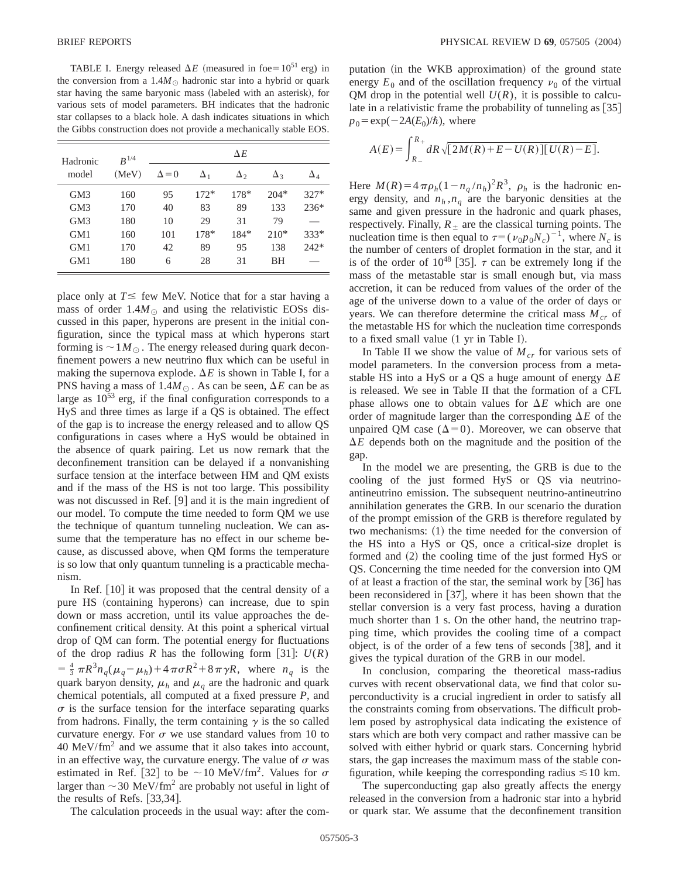TABLE I. Energy released $\Delta E$ (measured in foe$=10^{51}$ erg) in the conversion from a $1.4M_\odot$ hadronic star into a hybrid or quark star having the same baryonic mass (labeled with an asterisk), for various sets of model parameters. BH indicates that the hadronic star collapses to a black hole. A dash indicates situations in which the Gibbs construction does not provide a mechanically stable EOS.

| Hadronic model | $B^{1/4}$ (MeV) | $\Delta E$ | | | | |
|---|---|---|---|---|---|---|
| | | $\Delta=0$ | $\Delta_1$ | $\Delta_2$ | $\Delta_3$ | $\Delta_4$ |
| GM3 | 160 | 95 | 172* | 178* | 204* | 327* |
| GM3 | 170 | 40 | 83 | 89 | 133 | 236* |
| GM3 | 180 | 10 | 29 | 31 | 79 | — |
| GM1 | 160 | 101 | 178* | 184* | 210* | 333* |
| GM1 | 170 | 42 | 89 | 95 | 138 | 242* |
| GM1 | 180 | 6 | 28 | 31 | BH | — |

place only at $T \lesssim$ few MeV. Notice that for a star having a mass of order $1.4M_\odot$ and using the relativistic EOSs discussed in this paper, hyperons are present in the initial configuration, since the typical mass at which hyperons start forming is $\sim 1M_\odot$. The energy released during quark deconfinement powers a new neutrino flux which can be useful in making the supernova explode. $\Delta E$ is shown in Table I, for a PNS having a mass of $1.4M_\odot$. As can be seen, $\Delta E$ can be as large as $10^{53}$ erg, if the final configuration corresponds to a HyS and three times as large if a QS is obtained. The effect of the gap is to increase the energy released and to allow QS configurations in cases where a HyS would be obtained in the absence of quark pairing. Let us now remark that the deconfinement transition can be delayed if a nonvanishing surface tension at the interface between HM and QM exists and if the mass of the HS is not too large. This possibility was not discussed in Ref. [9] and it is the main ingredient of our model. To compute the time needed to form QM we use the technique of quantum tunneling nucleation. We can assume that the temperature has no effect in our scheme because, as discussed above, when QM forms the temperature is so low that only quantum tunneling is a practicable mechanism.

In Ref. [10] it was proposed that the central density of a pure HS (containing hyperons) can increase, due to spin down or mass accretion, until its value approaches the deconfinement critical density. At this point a spherical virtual drop of QM can form. The potential energy for fluctuations of the drop radius $R$ has the following form [31]: $U(R) = \frac{4}{3}\pi R^3 n_q(\mu_q - \mu_h) + 4\pi\sigma R^2 + 8\pi\gamma R$, where $n_q$ is the quark baryon density, $\mu_h$ and $\mu_q$ are the hadronic and quark chemical potentials, all computed at a fixed pressure $P$, and $\sigma$ is the surface tension for the interface separating quarks from hadrons. Finally, the term containing $\gamma$ is the so called curvature energy. For $\sigma$ we use standard values from 10 to 40 MeV/fm$^2$ and we assume that it also takes into account, in an effective way, the curvature energy. The value of $\sigma$ was estimated in Ref. [32] to be $\sim 10$ MeV/fm$^2$. Values for $\sigma$ larger than $\sim 30$ MeV/fm$^2$ are probably not useful in light of the results of Refs. [33,34].

The calculation proceeds in the usual way: after the computation (in the WKB approximation) of the ground state energy $E_0$ and of the oscillation frequency $\nu_0$ of the virtual QM drop in the potential well $U(R)$, it is possible to calculate in a relativistic frame the probability of tunneling as [35] $p_0 = \exp(-2A(E_0)/\hbar)$, where

$$A(E) = \int_{R_-}^{R_+} dR \sqrt{[2M(R) + E - U(R)][U(R) - E]}.$$

Here $M(R) = 4\pi\rho_h(1 - n_q/n_h)^2 R^3$, $\rho_h$ is the hadronic energy density, and $n_h, n_q$ are the baryonic densities at the same and given pressure in the hadronic and quark phases, respectively. Finally, $R_\pm$ are the classical turning points. The nucleation time is then equal to $\tau = (\nu_0 p_0 N_c)^{-1}$, where $N_c$ is the number of centers of droplet formation in the star, and it is of the order of $10^{48}$ [35]. $\tau$ can be extremely long if the mass of the metastable star is small enough but, via mass accretion, it can be reduced from values of the order of the age of the universe down to a value of the order of days or years. We can therefore determine the critical mass $M_{cr}$ of the metastable HS for which the nucleation time corresponds to a fixed small value (1 yr in Table I).

In Table II we show the value of $M_{cr}$ for various sets of model parameters. In the conversion process from a metastable HS into a HyS or a QS a huge amount of energy $\Delta E$ is released. We see in Table II that the formation of a CFL phase allows one to obtain values for $\Delta E$ which are one order of magnitude larger than the corresponding $\Delta E$ of the unpaired QM case ($\Delta = 0$). Moreover, we can observe that $\Delta E$ depends both on the magnitude and the position of the gap.

In the model we are presenting, the GRB is due to the cooling of the just formed HyS or QS via neutrino-antineutrino emission. The subsequent neutrino-antineutrino annihilation generates the GRB. In our scenario the duration of the prompt emission of the GRB is therefore regulated by two mechanisms: (1) the time needed for the conversion of the HS into a HyS or QS, once a critical-size droplet is formed and (2) the cooling time of the just formed HyS or QS. Concerning the time needed for the conversion into QM of at least a fraction of the star, the seminal work by [36] has been reconsidered in [37], where it has been shown that the stellar conversion is a very fast process, having a duration much shorter than 1 s. On the other hand, the neutrino trapping time, which provides the cooling time of a compact object, is of the order of a few tens of seconds [38], and it gives the typical duration of the GRB in our model.

In conclusion, comparing the theoretical mass-radius curves with recent observational data, we find that color superconductivity is a crucial ingredient in order to satisfy all the constraints coming from observations. The difficult problem posed by astrophysical data indicating the existence of stars which are both very compact and rather massive can be solved with either hybrid or quark stars. Concerning hybrid stars, the gap increases the maximum mass of the stable configuration, while keeping the corresponding radius $\lesssim 10$ km.

The superconducting gap also greatly affects the energy released in the conversion from a hadronic star into a hybrid or quark star. We assume that the deconfinement transition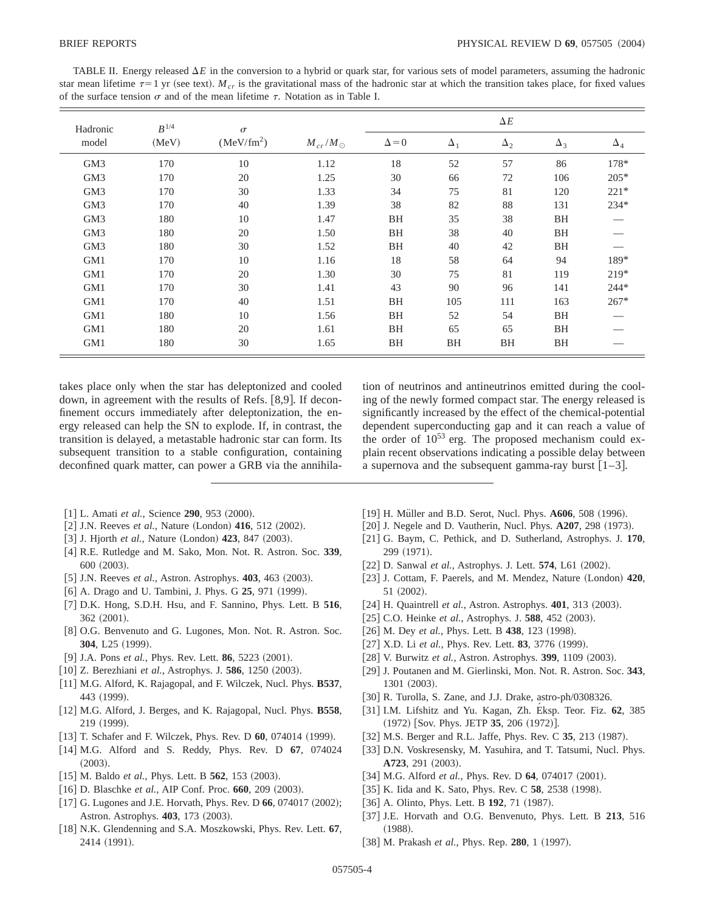TABLE II. Energy released $\Delta E$ in the conversion to a hybrid or quark star, for various sets of model parameters, assuming the hadronic star mean lifetime $\tau = 1$ yr (see text). $M_{cr}$ is the gravitational mass of the hadronic star at which the transition takes place, for fixed values of the surface tension $\sigma$ and of the mean lifetime $\tau$. Notation as in Table I.

| Hadronic model | $B^{1/4}$ (MeV) | $\sigma$ (MeV/fm$^2$) | $M_{cr}/M_{\odot}$ | $\Delta E$ | | | | |
|---|---|---|---|---|---|---|---|---|
| | | | | $\Delta=0$ | $\Delta_1$ | $\Delta_2$ | $\Delta_3$ | $\Delta_4$ |
| GM3 | 170 | 10 | 1.12 | 18 | 52 | 57 | 86 | 178* |
| GM3 | 170 | 20 | 1.25 | 30 | 66 | 72 | 106 | 205* |
| GM3 | 170 | 30 | 1.33 | 34 | 75 | 81 | 120 | 221* |
| GM3 | 170 | 40 | 1.39 | 38 | 82 | 88 | 131 | 234* |
| GM3 | 180 | 10 | 1.47 | BH | 35 | 38 | BH | — |
| GM3 | 180 | 20 | 1.50 | BH | 38 | 40 | BH | — |
| GM3 | 180 | 30 | 1.52 | BH | 40 | 42 | BH | — |
| GM1 | 170 | 10 | 1.16 | 18 | 58 | 64 | 94 | 189* |
| GM1 | 170 | 20 | 1.30 | 30 | 75 | 81 | 119 | 219* |
| GM1 | 170 | 30 | 1.41 | 43 | 90 | 96 | 141 | 244* |
| GM1 | 170 | 40 | 1.51 | BH | 105 | 111 | 163 | 267* |
| GM1 | 180 | 10 | 1.56 | BH | 52 | 54 | BH | — |
| GM1 | 180 | 20 | 1.61 | BH | 65 | 65 | BH | — |
| GM1 | 180 | 30 | 1.65 | BH | BH | BH | BH | — |

takes place only when the star has deleptonized and cooled down, in agreement with the results of Refs. [8,9]. If deconfinement occurs immediately after deleptonization, the energy released can help the SN to explode. If, in contrast, the transition is delayed, a metastable hadronic star can form. Its subsequent transition to a stable configuration, containing deconfined quark matter, can power a GRB via the annihilation of neutrinos and antineutrinos emitted during the cooling of the newly formed compact star. The energy released is significantly increased by the effect of the chemical-potential dependent superconducting gap and it can reach a value of the order of $10^{53}$ erg. The proposed mechanism could explain recent observations indicating a possible delay between a supernova and the subsequent gamma-ray burst [1–3].

[1] L. Amati *et al.*, Science **290**, 953 (2000).
[2] J.N. Reeves *et al.*, Nature (London) **416**, 512 (2002).
[3] J. Hjorth *et al.*, Nature (London) **423**, 847 (2003).
[4] R.E. Rutledge and M. Sako, Mon. Not. R. Astron. Soc. **339**, 600 (2003).
[5] J.N. Reeves *et al.*, Astron. Astrophys. **403**, 463 (2003).
[6] A. Drago and U. Tambini, J. Phys. G **25**, 971 (1999).
[7] D.K. Hong, S.D.H. Hsu, and F. Sannino, Phys. Lett. B **516**, 362 (2001).
[8] O.G. Benvenuto and G. Lugones, Mon. Not. R. Astron. Soc. **304**, L25 (1999).
[9] J.A. Pons *et al.*, Phys. Rev. Lett. **86**, 5223 (2001).
[10] Z. Berezhiani *et al.*, Astrophys. J. **586**, 1250 (2003).
[11] M.G. Alford, K. Rajagopal, and F. Wilczek, Nucl. Phys. **B537**, 443 (1999).
[12] M.G. Alford, J. Berges, and K. Rajagopal, Nucl. Phys. **B558**, 219 (1999).
[13] T. Schafer and F. Wilczek, Phys. Rev. D **60**, 074014 (1999).
[14] M.G. Alford and S. Reddy, Phys. Rev. D **67**, 074024 (2003).
[15] M. Baldo *et al.*, Phys. Lett. B **562**, 153 (2003).
[16] D. Blaschke *et al.*, AIP Conf. Proc. **660**, 209 (2003).
[17] G. Lugones and J.E. Horvath, Phys. Rev. D **66**, 074017 (2002); Astron. Astrophys. **403**, 173 (2003).
[18] N.K. Glendenning and S.A. Moszkowski, Phys. Rev. Lett. **67**, 2414 (1991).
[19] H. Müller and B.D. Serot, Nucl. Phys. **A606**, 508 (1996).
[20] J. Negele and D. Vautherin, Nucl. Phys. **A207**, 298 (1973).
[21] G. Baym, C. Pethick, and D. Sutherland, Astrophys. J. **170**, 299 (1971).
[22] D. Sanwal *et al.*, Astrophys. J. Lett. **574**, L61 (2002).
[23] J. Cottam, F. Paerels, and M. Mendez, Nature (London) **420**, 51 (2002).
[24] H. Quaintrell *et al.*, Astron. Astrophys. **401**, 313 (2003).
[25] C.O. Heinke *et al.*, Astrophys. J. **588**, 452 (2003).
[26] M. Dey *et al.*, Phys. Lett. B **438**, 123 (1998).
[27] X.D. Li *et al.*, Phys. Rev. Lett. **83**, 3776 (1999).
[28] V. Burwitz *et al.*, Astron. Astrophys. **399**, 1109 (2003).
[29] J. Poutanen and M. Gierlinski, Mon. Not. R. Astron. Soc. **343**, 1301 (2003).
[30] R. Turolla, S. Zane, and J.J. Drake, astro-ph/0308326.
[31] I.M. Lifshitz and Yu. Kagan, Zh. Éksp. Teor. Fiz. **62**, 385 (1972) [Sov. Phys. JETP **35**, 206 (1972)].
[32] M.S. Berger and R.L. Jaffe, Phys. Rev. C **35**, 213 (1987).
[33] D.N. Voskresensky, M. Yasuhira, and T. Tatsumi, Nucl. Phys. **A723**, 291 (2003).
[34] M.G. Alford *et al.*, Phys. Rev. D **64**, 074017 (2001).
[35] K. Iida and K. Sato, Phys. Rev. C **58**, 2538 (1998).
[36] A. Olinto, Phys. Lett. B **192**, 71 (1987).
[37] J.E. Horvath and O.G. Benvenuto, Phys. Lett. B **213**, 516 (1988).
[38] M. Prakash *et al.*, Phys. Rep. **280**, 1 (1997).